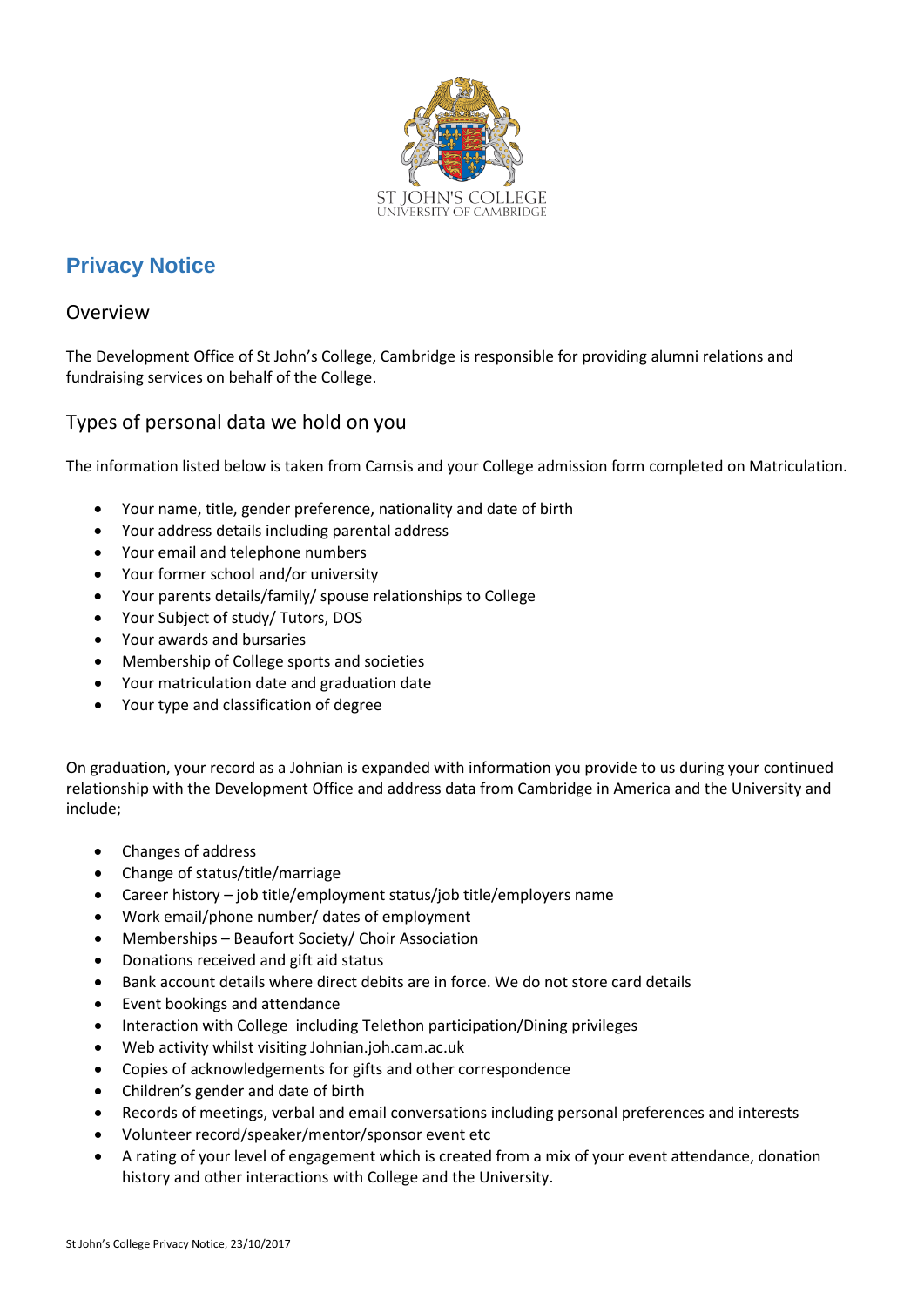ST JOHN'S COLLEGE
UNIVERSITY OF CAMBRIDGE

# Privacy Notice

## Overview

The Development Office of St John's College, Cambridge is responsible for providing alumni relations and fundraising services on behalf of the College.

## Types of personal data we hold on you

The information listed below is taken from Camsis and your College admission form completed on Matriculation.

- Your name, title, gender preference, nationality and date of birth
- Your address details including parental address
- Your email and telephone numbers
- Your former school and/or university
- Your parents details/family/ spouse relationships to College
- Your Subject of study/ Tutors, DOS
- Your awards and bursaries
- Membership of College sports and societies
- Your matriculation date and graduation date
- Your type and classification of degree

On graduation, your record as a Johnian is expanded with information you provide to us during your continued relationship with the Development Office and address data from Cambridge in America and the University and include;

- Changes of address
- Change of status/title/marriage
- Career history – job title/employment status/job title/employers name
- Work email/phone number/ dates of employment
- Memberships – Beaufort Society/ Choir Association
- Donations received and gift aid status
- Bank account details where direct debits are in force. We do not store card details
- Event bookings and attendance
- Interaction with College including Telethon participation/Dining privileges
- Web activity whilst visiting Johnian.joh.cam.ac.uk
- Copies of acknowledgements for gifts and other correspondence
- Children's gender and date of birth
- Records of meetings, verbal and email conversations including personal preferences and interests
- Volunteer record/speaker/mentor/sponsor event etc
- A rating of your level of engagement which is created from a mix of your event attendance, donation history and other interactions with College and the University.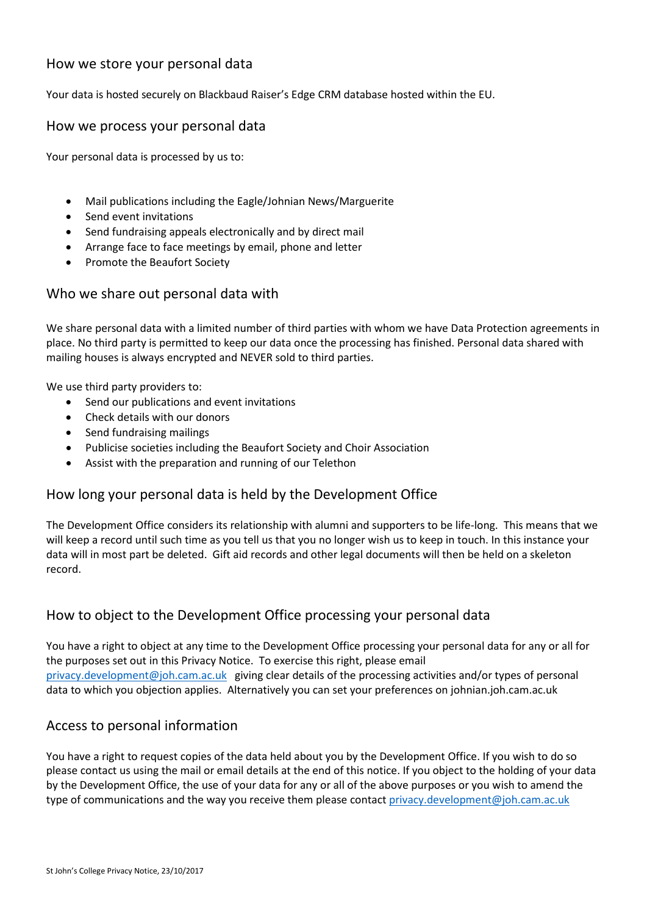## How we store your personal data

Your data is hosted securely on Blackbaud Raiser's Edge CRM database hosted within the EU.

## How we process your personal data

Your personal data is processed by us to:

- Mail publications including the Eagle/Johnian News/Marguerite
- Send event invitations
- Send fundraising appeals electronically and by direct mail
- Arrange face to face meetings by email, phone and letter
- Promote the Beaufort Society

## Who we share out personal data with

We share personal data with a limited number of third parties with whom we have Data Protection agreements in place. No third party is permitted to keep our data once the processing has finished. Personal data shared with mailing houses is always encrypted and NEVER sold to third parties.

We use third party providers to:

- Send our publications and event invitations
- Check details with our donors
- Send fundraising mailings
- Publicise societies including the Beaufort Society and Choir Association
- Assist with the preparation and running of our Telethon

## How long your personal data is held by the Development Office

The Development Office considers its relationship with alumni and supporters to be life-long. This means that we will keep a record until such time as you tell us that you no longer wish us to keep in touch. In this instance your data will in most part be deleted. Gift aid records and other legal documents will then be held on a skeleton record.

## How to object to the Development Office processing your personal data

You have a right to object at any time to the Development Office processing your personal data for any or all for the purposes set out in this Privacy Notice. To exercise this right, please email privacy.development@joh.cam.ac.uk giving clear details of the processing activities and/or types of personal data to which you objection applies. Alternatively you can set your preferences on johnian.joh.cam.ac.uk

## Access to personal information

You have a right to request copies of the data held about you by the Development Office. If you wish to do so please contact us using the mail or email details at the end of this notice. If you object to the holding of your data by the Development Office, the use of your data for any or all of the above purposes or you wish to amend the type of communications and the way you receive them please contact privacy.development@joh.cam.ac.uk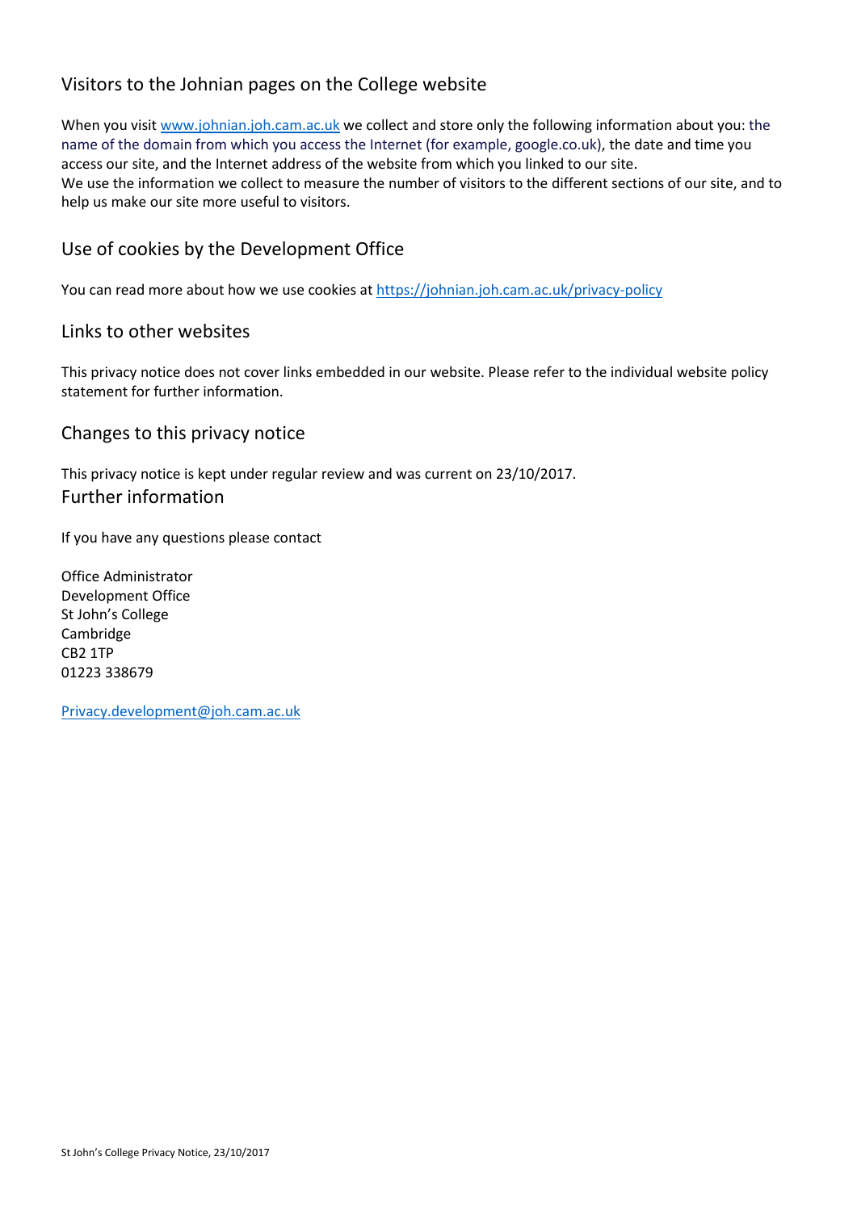## Visitors to the Johnian pages on the College website

When you visit www.johnian.joh.cam.ac.uk we collect and store only the following information about you: the name of the domain from which you access the Internet (for example, google.co.uk), the date and time you access our site, and the Internet address of the website from which you linked to our site.
We use the information we collect to measure the number of visitors to the different sections of our site, and to help us make our site more useful to visitors.

## Use of cookies by the Development Office

You can read more about how we use cookies at https://johnian.joh.cam.ac.uk/privacy-policy

## Links to other websites

This privacy notice does not cover links embedded in our website. Please refer to the individual website policy statement for further information.

## Changes to this privacy notice

This privacy notice is kept under regular review and was current on 23/10/2017.

## Further information

If you have any questions please contact

Office Administrator
Development Office
St John's College
Cambridge
CB2 1TP
01223 338679

Privacy.development@joh.cam.ac.uk